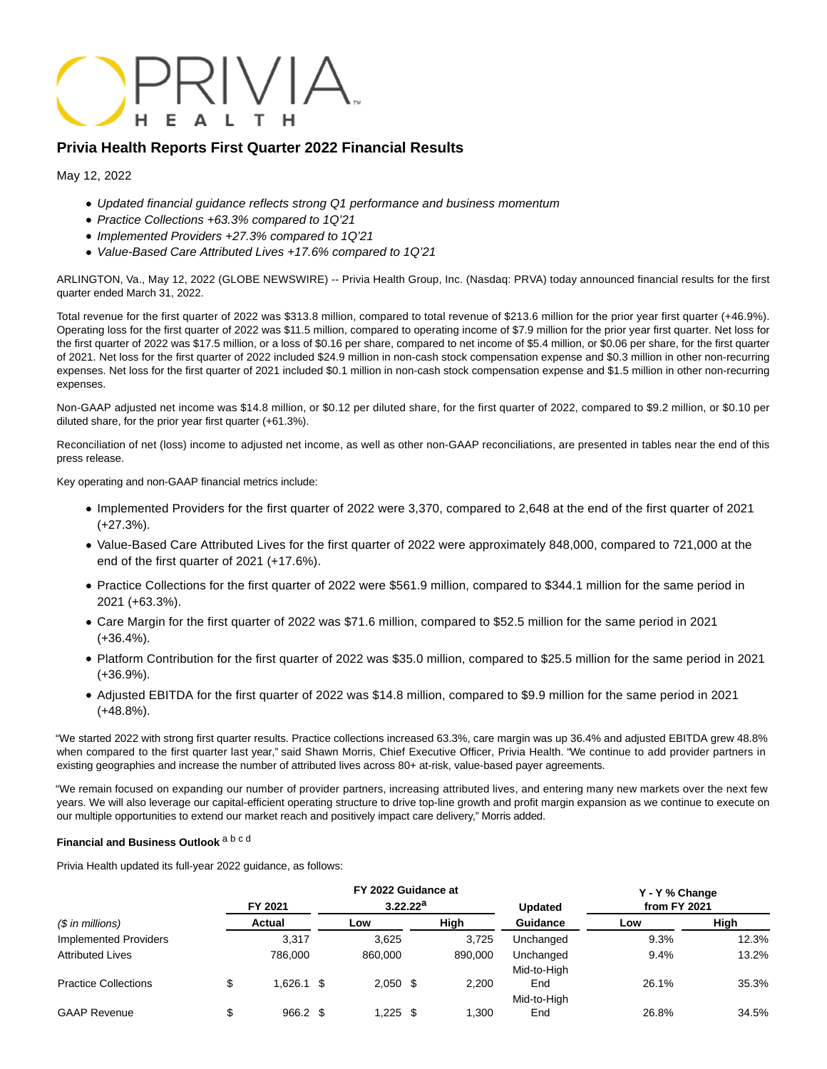# Privia Health Reports First Quarter 2022 Financial Results

May 12, 2022

- *Updated financial guidance reflects strong Q1 performance and business momentum*
- *Practice Collections +63.3% compared to 1Q'21*
- *Implemented Providers +27.3% compared to 1Q'21*
- *Value-Based Care Attributed Lives +17.6% compared to 1Q'21*

ARLINGTON, Va., May 12, 2022 (GLOBE NEWSWIRE) -- Privia Health Group, Inc. (Nasdaq: PRVA) today announced financial results for the first quarter ended March 31, 2022.

Total revenue for the first quarter of 2022 was $313.8 million, compared to total revenue of $213.6 million for the prior year first quarter (+46.9%). Operating loss for the first quarter of 2022 was $11.5 million, compared to operating income of $7.9 million for the prior year first quarter. Net loss for the first quarter of 2022 was $17.5 million, or a loss of $0.16 per share, compared to net income of $5.4 million, or $0.06 per share, for the first quarter of 2021. Net loss for the first quarter of 2022 included $24.9 million in non-cash stock compensation expense and $0.3 million in other non-recurring expenses. Net loss for the first quarter of 2021 included $0.1 million in non-cash stock compensation expense and $1.5 million in other non-recurring expenses.

Non-GAAP adjusted net income was $14.8 million, or $0.12 per diluted share, for the first quarter of 2022, compared to $9.2 million, or $0.10 per diluted share, for the prior year first quarter (+61.3%).

Reconciliation of net (loss) income to adjusted net income, as well as other non-GAAP reconciliations, are presented in tables near the end of this press release.

Key operating and non-GAAP financial metrics include:

- Implemented Providers for the first quarter of 2022 were 3,370, compared to 2,648 at the end of the first quarter of 2021 (+27.3%).
- Value-Based Care Attributed Lives for the first quarter of 2022 were approximately 848,000, compared to 721,000 at the end of the first quarter of 2021 (+17.6%).
- Practice Collections for the first quarter of 2022 were $561.9 million, compared to $344.1 million for the same period in 2021 (+63.3%).
- Care Margin for the first quarter of 2022 was $71.6 million, compared to $52.5 million for the same period in 2021 (+36.4%).
- Platform Contribution for the first quarter of 2022 was $35.0 million, compared to $25.5 million for the same period in 2021 (+36.9%).
- Adjusted EBITDA for the first quarter of 2022 was $14.8 million, compared to $9.9 million for the same period in 2021 (+48.8%).

"We started 2022 with strong first quarter results. Practice collections increased 63.3%, care margin was up 36.4% and adjusted EBITDA grew 48.8% when compared to the first quarter last year," said Shawn Morris, Chief Executive Officer, Privia Health. "We continue to add provider partners in existing geographies and increase the number of attributed lives across 80+ at-risk, value-based payer agreements.

"We remain focused on expanding our number of provider partners, increasing attributed lives, and entering many new markets over the next few years. We will also leverage our capital-efficient operating structure to drive top-line growth and profit margin expansion as we continue to execute on our multiple opportunities to extend our market reach and positively impact care delivery," Morris added.

**Financial and Business Outlook** [a b c d]

Privia Health updated its full-year 2022 guidance, as follows:

| *($ in millions)* | FY 2021 Actual | FY 2022 Guidance at 3.22.22[a] Low | FY 2022 Guidance at 3.22.22[a] High | Updated Guidance | Y - Y % Change from FY 2021 Low | Y - Y % Change from FY 2021 High |
|---|---|---|---|---|---|---|
| Implemented Providers | 3,317 | 3,625 | 3,725 | Unchanged | 9.3% | 12.3% |
| Attributed Lives | 786,000 | 860,000 | 890,000 | Unchanged | 9.4% | 13.2% |
| Practice Collections | $ 1,626.1 | $ 2,050 | $ 2,200 | Mid-to-High End | 26.1% | 35.3% |
| GAAP Revenue | $ 966.2 | $ 1,225 | $ 1,300 | Mid-to-High End | 26.8% | 34.5% |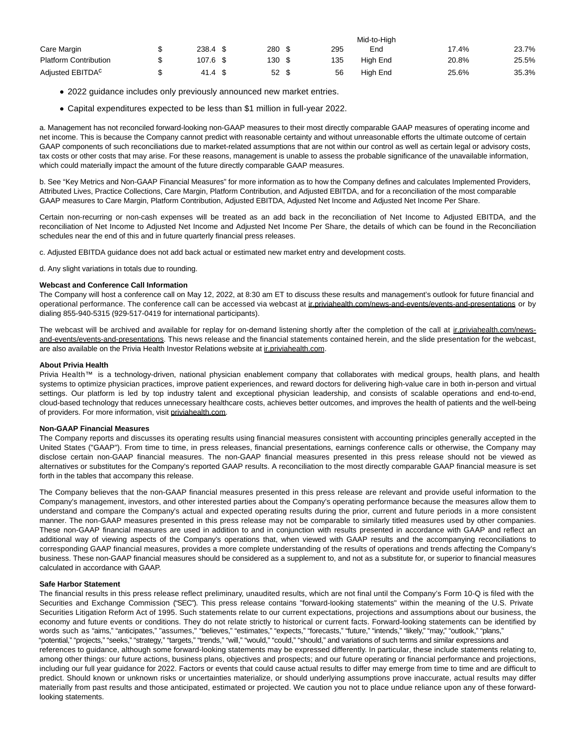| | | | | | | |
|---|---|---|---|---|---|---|
| | | | | Mid-to-High | | |
| Care Margin | $ 238.4 | $ 280 | $ 295 | End | 17.4% | 23.7% |
| Platform Contribution | $ 107.6 | $ 130 | $ 135 | High End | 20.8% | 25.5% |
| Adjusted EBITDA[c] | $ 41.4 | $ 52 | $ 56 | High End | 25.6% | 35.3% |

- 2022 guidance includes only previously announced new market entries.
- Capital expenditures expected to be less than $1 million in full-year 2022.

a. Management has not reconciled forward-looking non-GAAP measures to their most directly comparable GAAP measures of operating income and net income. This is because the Company cannot predict with reasonable certainty and without unreasonable efforts the ultimate outcome of certain GAAP components of such reconciliations due to market-related assumptions that are not within our control as well as certain legal or advisory costs, tax costs or other costs that may arise. For these reasons, management is unable to assess the probable significance of the unavailable information, which could materially impact the amount of the future directly comparable GAAP measures.

b. See "Key Metrics and Non-GAAP Financial Measures" for more information as to how the Company defines and calculates Implemented Providers, Attributed Lives, Practice Collections, Care Margin, Platform Contribution, and Adjusted EBITDA, and for a reconciliation of the most comparable GAAP measures to Care Margin, Platform Contribution, Adjusted EBITDA, Adjusted Net Income and Adjusted Net Income Per Share.

Certain non-recurring or non-cash expenses will be treated as an add back in the reconciliation of Net Income to Adjusted EBITDA, and the reconciliation of Net Income to Adjusted Net Income and Adjusted Net Income Per Share, the details of which can be found in the Reconciliation schedules near the end of this and in future quarterly financial press releases.

c. Adjusted EBITDA guidance does not add back actual or estimated new market entry and development costs.

d. Any slight variations in totals due to rounding.

**Webcast and Conference Call Information**

The Company will host a conference call on May 12, 2022, at 8:30 am ET to discuss these results and management's outlook for future financial and operational performance. The conference call can be accessed via webcast at ir.priviahealth.com/news-and-events/events-and-presentations or by dialing 855-940-5315 (929-517-0419 for international participants).

The webcast will be archived and available for replay for on-demand listening shortly after the completion of the call at ir.priviahealth.com/news-and-events/events-and-presentations. This news release and the financial statements contained herein, and the slide presentation for the webcast, are also available on the Privia Health Investor Relations website at ir.priviahealth.com.

**About Privia Health**

Privia Health™ is a technology-driven, national physician enablement company that collaborates with medical groups, health plans, and health systems to optimize physician practices, improve patient experiences, and reward doctors for delivering high-value care in both in-person and virtual settings. Our platform is led by top industry talent and exceptional physician leadership, and consists of scalable operations and end-to-end, cloud-based technology that reduces unnecessary healthcare costs, achieves better outcomes, and improves the health of patients and the well-being of providers. For more information, visit priviahealth.com.

**Non-GAAP Financial Measures**

The Company reports and discusses its operating results using financial measures consistent with accounting principles generally accepted in the United States ("GAAP"). From time to time, in press releases, financial presentations, earnings conference calls or otherwise, the Company may disclose certain non-GAAP financial measures. The non-GAAP financial measures presented in this press release should not be viewed as alternatives or substitutes for the Company's reported GAAP results. A reconciliation to the most directly comparable GAAP financial measure is set forth in the tables that accompany this release.

The Company believes that the non-GAAP financial measures presented in this press release are relevant and provide useful information to the Company's management, investors, and other interested parties about the Company's operating performance because the measures allow them to understand and compare the Company's actual and expected operating results during the prior, current and future periods in a more consistent manner. The non-GAAP measures presented in this press release may not be comparable to similarly titled measures used by other companies. These non-GAAP financial measures are used in addition to and in conjunction with results presented in accordance with GAAP and reflect an additional way of viewing aspects of the Company's operations that, when viewed with GAAP results and the accompanying reconciliations to corresponding GAAP financial measures, provides a more complete understanding of the results of operations and trends affecting the Company's business. These non-GAAP financial measures should be considered as a supplement to, and not as a substitute for, or superior to financial measures calculated in accordance with GAAP.

**Safe Harbor Statement**

The financial results in this press release reflect preliminary, unaudited results, which are not final until the Company's Form 10-Q is filed with the Securities and Exchange Commission ("SEC"). This press release contains "forward-looking statements" within the meaning of the U.S. Private Securities Litigation Reform Act of 1995. Such statements relate to our current expectations, projections and assumptions about our business, the economy and future events or conditions. They do not relate strictly to historical or current facts. Forward-looking statements can be identified by words such as "aims," "anticipates," "assumes," "believes," "estimates," "expects," "forecasts," "future," "intends," "likely," "may," "outlook," "plans," "potential," "projects," "seeks," "strategy," "targets," "trends," "will," "would," "could," "should," and variations of such terms and similar expressions and references to guidance, although some forward-looking statements may be expressed differently. In particular, these include statements relating to, among other things: our future actions, business plans, objectives and prospects; and our future operating or financial performance and projections, including our full year guidance for 2022. Factors or events that could cause actual results to differ may emerge from time to time and are difficult to predict. Should known or unknown risks or uncertainties materialize, or should underlying assumptions prove inaccurate, actual results may differ materially from past results and those anticipated, estimated or projected. We caution you not to place undue reliance upon any of these forward-looking statements.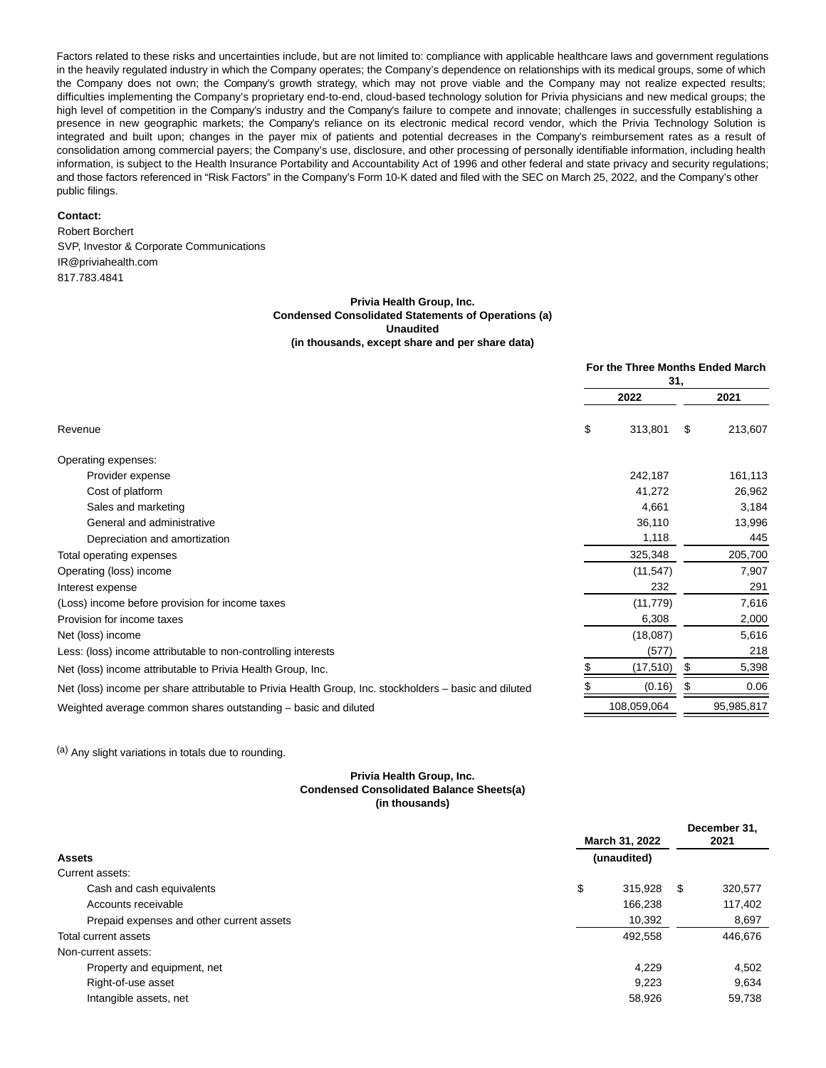Factors related to these risks and uncertainties include, but are not limited to: compliance with applicable healthcare laws and government regulations in the heavily regulated industry in which the Company operates; the Company's dependence on relationships with its medical groups, some of which the Company does not own; the Company's growth strategy, which may not prove viable and the Company may not realize expected results; difficulties implementing the Company's proprietary end-to-end, cloud-based technology solution for Privia physicians and new medical groups; the high level of competition in the Company's industry and the Company's failure to compete and innovate; challenges in successfully establishing a presence in new geographic markets; the Company's reliance on its electronic medical record vendor, which the Privia Technology Solution is integrated and built upon; changes in the payer mix of patients and potential decreases in the Company's reimbursement rates as a result of consolidation among commercial payers; the Company's use, disclosure, and other processing of personally identifiable information, including health information, is subject to the Health Insurance Portability and Accountability Act of 1996 and other federal and state privacy and security regulations; and those factors referenced in "Risk Factors" in the Company's Form 10-K dated and filed with the SEC on March 25, 2022, and the Company's other public filings.

**Contact:**

Robert Borchert
SVP, Investor & Corporate Communications
IR@priviahealth.com
817.783.4841

**Privia Health Group, Inc.**
**Condensed Consolidated Statements of Operations (a)**
**Unaudited**
**(in thousands, except share and per share data)**

| | For the Three Months Ended March 31, | |
|---|---|---|
| | 2022 | 2021 |
| Revenue | $ 313,801 | $ 213,607 |
| Operating expenses: | | |
| Provider expense | 242,187 | 161,113 |
| Cost of platform | 41,272 | 26,962 |
| Sales and marketing | 4,661 | 3,184 |
| General and administrative | 36,110 | 13,996 |
| Depreciation and amortization | 1,118 | 445 |
| Total operating expenses | 325,348 | 205,700 |
| Operating (loss) income | (11,547) | 7,907 |
| Interest expense | 232 | 291 |
| (Loss) income before provision for income taxes | (11,779) | 7,616 |
| Provision for income taxes | 6,308 | 2,000 |
| Net (loss) income | (18,087) | 5,616 |
| Less: (loss) income attributable to non-controlling interests | (577) | 218 |
| Net (loss) income attributable to Privia Health Group, Inc. | $ (17,510) | $ 5,398 |
| Net (loss) income per share attributable to Privia Health Group, Inc. stockholders – basic and diluted | $ (0.16) | $ 0.06 |
| Weighted average common shares outstanding – basic and diluted | 108,059,064 | 95,985,817 |

(a) Any slight variations in totals due to rounding.

**Privia Health Group, Inc.**
**Condensed Consolidated Balance Sheets(a)**
**(in thousands)**

| | March 31, 2022 | December 31, 2021 |
|---|---|---|
| **Assets** | (unaudited) | |
| Current assets: | | |
| Cash and cash equivalents | $ 315,928 | $ 320,577 |
| Accounts receivable | 166,238 | 117,402 |
| Prepaid expenses and other current assets | 10,392 | 8,697 |
| Total current assets | 492,558 | 446,676 |
| Non-current assets: | | |
| Property and equipment, net | 4,229 | 4,502 |
| Right-of-use asset | 9,223 | 9,634 |
| Intangible assets, net | 58,926 | 59,738 |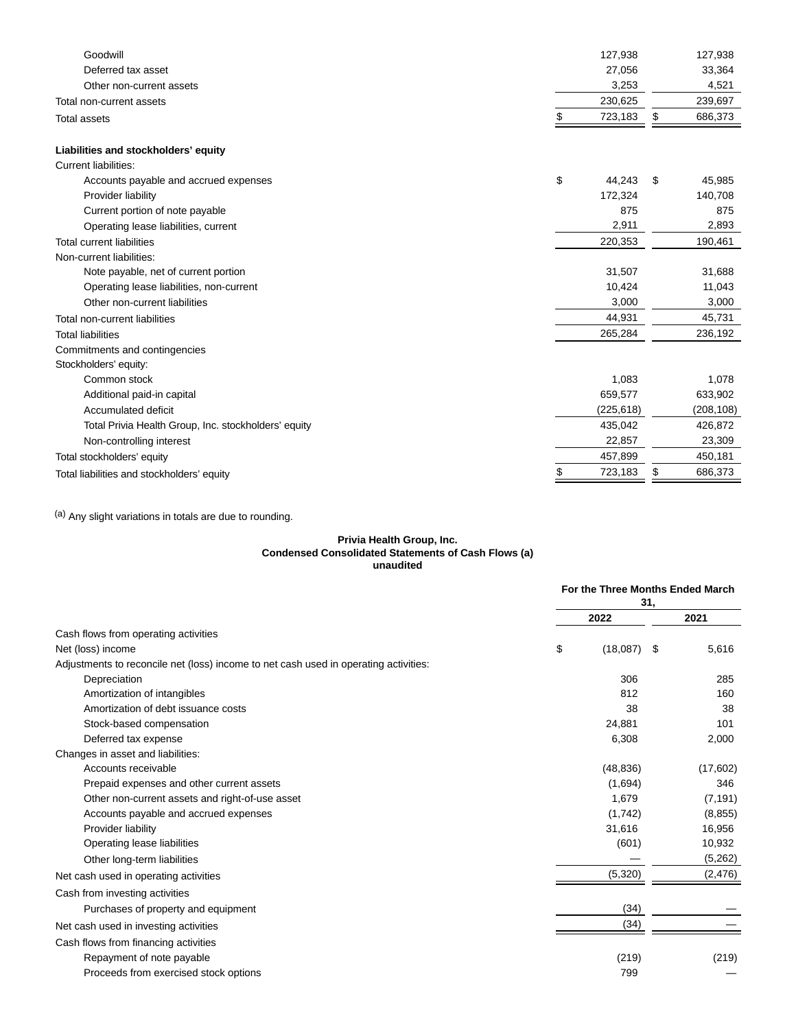| | | |
|---|---|---|
| Goodwill | 127,938 | 127,938 |
| Deferred tax asset | 27,056 | 33,364 |
| Other non-current assets | 3,253 | 4,521 |
| Total non-current assets | 230,625 | 239,697 |
| Total assets | $ 723,183 | $ 686,373 |
| **Liabilities and stockholders' equity** | | |
| Current liabilities: | | |
| Accounts payable and accrued expenses | $ 44,243 | $ 45,985 |
| Provider liability | 172,324 | 140,708 |
| Current portion of note payable | 875 | 875 |
| Operating lease liabilities, current | 2,911 | 2,893 |
| Total current liabilities | 220,353 | 190,461 |
| Non-current liabilities: | | |
| Note payable, net of current portion | 31,507 | 31,688 |
| Operating lease liabilities, non-current | 10,424 | 11,043 |
| Other non-current liabilities | 3,000 | 3,000 |
| Total non-current liabilities | 44,931 | 45,731 |
| Total liabilities | 265,284 | 236,192 |
| Commitments and contingencies | | |
| Stockholders' equity: | | |
| Common stock | 1,083 | 1,078 |
| Additional paid-in capital | 659,577 | 633,902 |
| Accumulated deficit | (225,618) | (208,108) |
| Total Privia Health Group, Inc. stockholders' equity | 435,042 | 426,872 |
| Non-controlling interest | 22,857 | 23,309 |
| Total stockholders' equity | 457,899 | 450,181 |
| Total liabilities and stockholders' equity | $ 723,183 | $ 686,373 |

(a) Any slight variations in totals are due to rounding.

**Privia Health Group, Inc.**
**Condensed Consolidated Statements of Cash Flows (a)**
**unaudited**

| | For the Three Months Ended March 31, | |
|---|---|---|
| | **2022** | **2021** |
| Cash flows from operating activities | | |
| Net (loss) income | $ (18,087) | $ 5,616 |
| Adjustments to reconcile net (loss) income to net cash used in operating activities: | | |
| Depreciation | 306 | 285 |
| Amortization of intangibles | 812 | 160 |
| Amortization of debt issuance costs | 38 | 38 |
| Stock-based compensation | 24,881 | 101 |
| Deferred tax expense | 6,308 | 2,000 |
| Changes in asset and liabilities: | | |
| Accounts receivable | (48,836) | (17,602) |
| Prepaid expenses and other current assets | (1,694) | 346 |
| Other non-current assets and right-of-use asset | 1,679 | (7,191) |
| Accounts payable and accrued expenses | (1,742) | (8,855) |
| Provider liability | 31,616 | 16,956 |
| Operating lease liabilities | (601) | 10,932 |
| Other long-term liabilities | — | (5,262) |
| Net cash used in operating activities | (5,320) | (2,476) |
| Cash from investing activities | | |
| Purchases of property and equipment | (34) | — |
| Net cash used in investing activities | (34) | — |
| Cash flows from financing activities | | |
| Repayment of note payable | (219) | (219) |
| Proceeds from exercised stock options | 799 | — |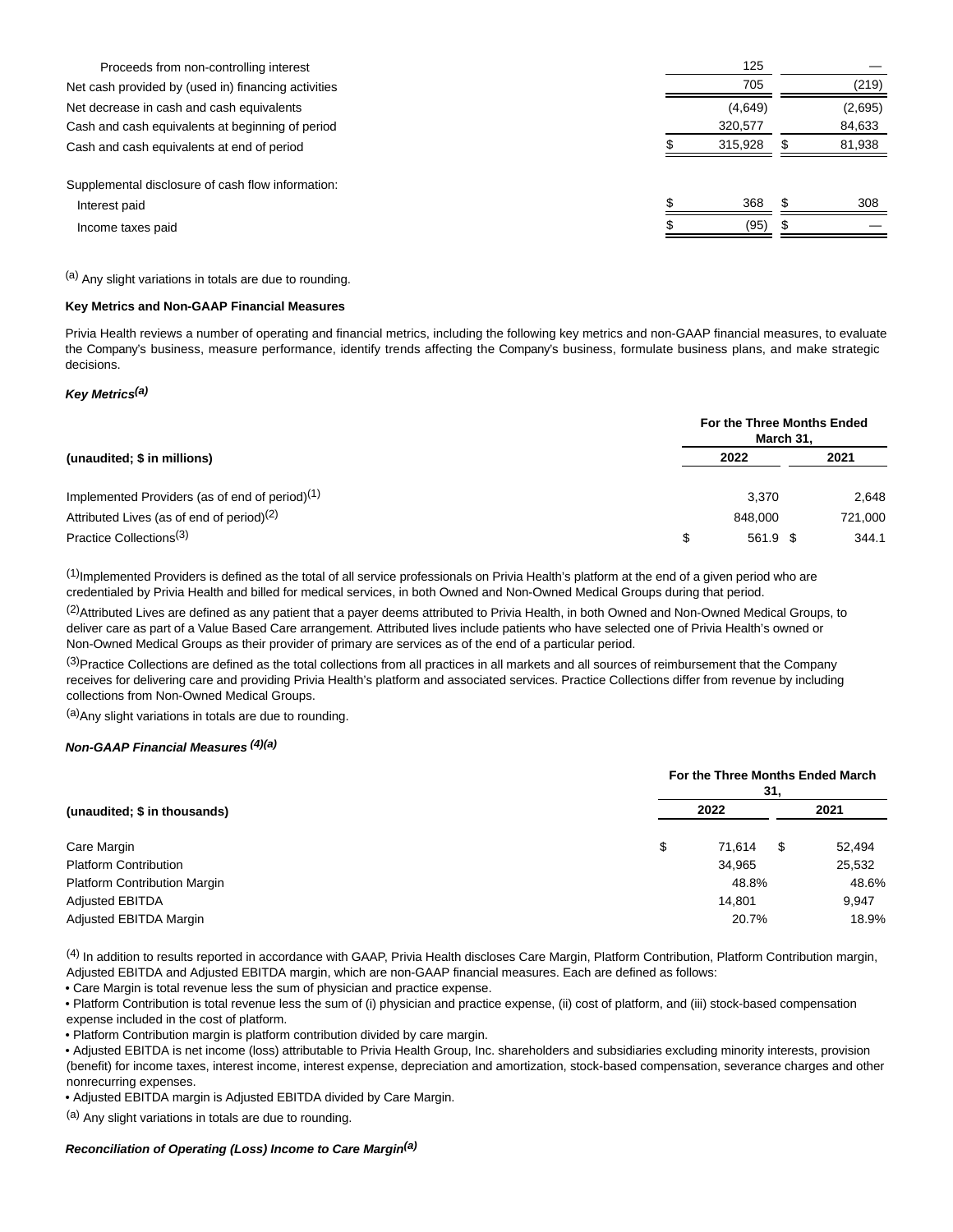| | | |
|---|---|---|
| Proceeds from non-controlling interest | 125 | — |
| Net cash provided by (used in) financing activities | 705 | (219) |
| Net decrease in cash and cash equivalents | (4,649) | (2,695) |
| Cash and cash equivalents at beginning of period | 320,577 | 84,633 |
| Cash and cash equivalents at end of period | $ 315,928 | $ 81,938 |
| | | |
| Supplemental disclosure of cash flow information: | | |
| Interest paid | $ 368 | $ 308 |
| Income taxes paid | $ (95) | $ — |

[(a)] Any slight variations in totals are due to rounding.

**Key Metrics and Non-GAAP Financial Measures**

Privia Health reviews a number of operating and financial metrics, including the following key metrics and non-GAAP financial measures, to evaluate the Company's business, measure performance, identify trends affecting the Company's business, formulate business plans, and make strategic decisions.

***Key Metrics[(a)]***

| (unaudited; $ in millions) | For the Three Months Ended March 31, 2022 | 2021 |
|---|---|---|
| Implemented Providers (as of end of period)[(1)] | 3,370 | 2,648 |
| Attributed Lives (as of end of period)[(2)] | 848,000 | 721,000 |
| Practice Collections[(3)] | $ 561.9 | $ 344.1 |

[(1)]Implemented Providers is defined as the total of all service professionals on Privia Health's platform at the end of a given period who are credentialed by Privia Health and billed for medical services, in both Owned and Non-Owned Medical Groups during that period.

[(2)]Attributed Lives are defined as any patient that a payer deems attributed to Privia Health, in both Owned and Non-Owned Medical Groups, to deliver care as part of a Value Based Care arrangement. Attributed lives include patients who have selected one of Privia Health's owned or Non-Owned Medical Groups as their provider of primary are services as of the end of a particular period.

[(3)]Practice Collections are defined as the total collections from all practices in all markets and all sources of reimbursement that the Company receives for delivering care and providing Privia Health's platform and associated services. Practice Collections differ from revenue by including collections from Non-Owned Medical Groups.

[(a)]Any slight variations in totals are due to rounding.

***Non-GAAP Financial Measures [(4)(a)]***

| (unaudited; $ in thousands) | For the Three Months Ended March 31, 2022 | 2021 |
|---|---|---|
| Care Margin | $ 71,614 | $ 52,494 |
| Platform Contribution | 34,965 | 25,532 |
| Platform Contribution Margin | 48.8% | 48.6% |
| Adjusted EBITDA | 14,801 | 9,947 |
| Adjusted EBITDA Margin | 20.7% | 18.9% |

[(4)] In addition to results reported in accordance with GAAP, Privia Health discloses Care Margin, Platform Contribution, Platform Contribution margin, Adjusted EBITDA and Adjusted EBITDA margin, which are non-GAAP financial measures. Each are defined as follows:

- Care Margin is total revenue less the sum of physician and practice expense.
- Platform Contribution is total revenue less the sum of (i) physician and practice expense, (ii) cost of platform, and (iii) stock-based compensation expense included in the cost of platform.
- Platform Contribution margin is platform contribution divided by care margin.
- Adjusted EBITDA is net income (loss) attributable to Privia Health Group, Inc. shareholders and subsidiaries excluding minority interests, provision (benefit) for income taxes, interest income, interest expense, depreciation and amortization, stock-based compensation, severance charges and other nonrecurring expenses.
- Adjusted EBITDA margin is Adjusted EBITDA divided by Care Margin.

[(a)] Any slight variations in totals are due to rounding.

***Reconciliation of Operating (Loss) Income to Care Margin[(a)]***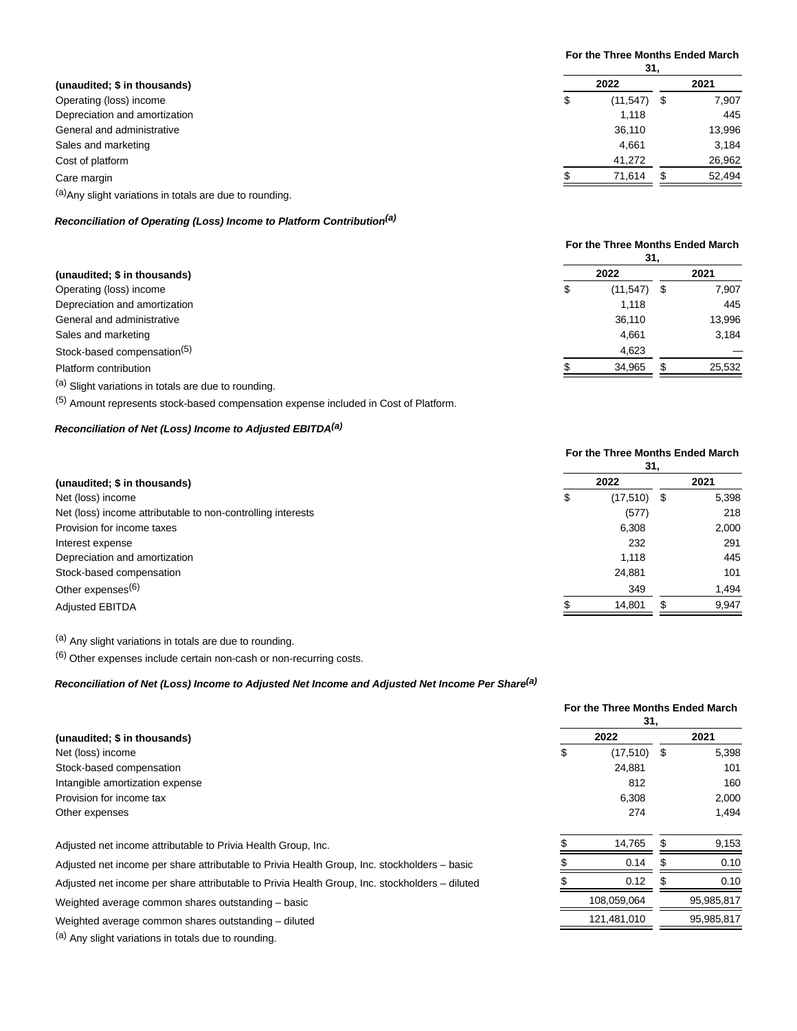| (unaudited; $ in thousands) | For the Three Months Ended March 31, 2022 | 2021 |
|---|---|---|
| Operating (loss) income | $ (11,547) | $ 7,907 |
| Depreciation and amortization | 1,118 | 445 |
| General and administrative | 36,110 | 13,996 |
| Sales and marketing | 4,661 | 3,184 |
| Cost of platform | 41,272 | 26,962 |
| Care margin | $ 71,614 | $ 52,494 |

(a)Any slight variations in totals are due to rounding.

***Reconciliation of Operating (Loss) Income to Platform Contribution[(a)]***

| (unaudited; $ in thousands) | For the Three Months Ended March 31, 2022 | 2021 |
|---|---|---|
| Operating (loss) income | $ (11,547) | $ 7,907 |
| Depreciation and amortization | 1,118 | 445 |
| General and administrative | 36,110 | 13,996 |
| Sales and marketing | 4,661 | 3,184 |
| Stock-based compensation[(5)] | 4,623 | — |
| Platform contribution | $ 34,965 | $ 25,532 |

(a) Slight variations in totals are due to rounding.

(5) Amount represents stock-based compensation expense included in Cost of Platform.

***Reconciliation of Net (Loss) Income to Adjusted EBITDA[(a)]***

| (unaudited; $ in thousands) | For the Three Months Ended March 31, 2022 | 2021 |
|---|---|---|
| Net (loss) income | $ (17,510) | $ 5,398 |
| Net (loss) income attributable to non-controlling interests | (577) | 218 |
| Provision for income taxes | 6,308 | 2,000 |
| Interest expense | 232 | 291 |
| Depreciation and amortization | 1,118 | 445 |
| Stock-based compensation | 24,881 | 101 |
| Other expenses[(6)] | 349 | 1,494 |
| Adjusted EBITDA | $ 14,801 | $ 9,947 |

(a) Any slight variations in totals are due to rounding.

(6) Other expenses include certain non-cash or non-recurring costs.

***Reconciliation of Net (Loss) Income to Adjusted Net Income and Adjusted Net Income Per Share[(a)]***

| (unaudited; $ in thousands) | For the Three Months Ended March 31, 2022 | 2021 |
|---|---|---|
| Net (loss) income | $ (17,510) | $ 5,398 |
| Stock-based compensation | 24,881 | 101 |
| Intangible amortization expense | 812 | 160 |
| Provision for income tax | 6,308 | 2,000 |
| Other expenses | 274 | 1,494 |
| Adjusted net income attributable to Privia Health Group, Inc. | $ 14,765 | $ 9,153 |
| Adjusted net income per share attributable to Privia Health Group, Inc. stockholders – basic | $ 0.14 | $ 0.10 |
| Adjusted net income per share attributable to Privia Health Group, Inc. stockholders – diluted | $ 0.12 | $ 0.10 |
| Weighted average common shares outstanding – basic | 108,059,064 | 95,985,817 |
| Weighted average common shares outstanding – diluted | 121,481,010 | 95,985,817 |

(a) Any slight variations in totals due to rounding.